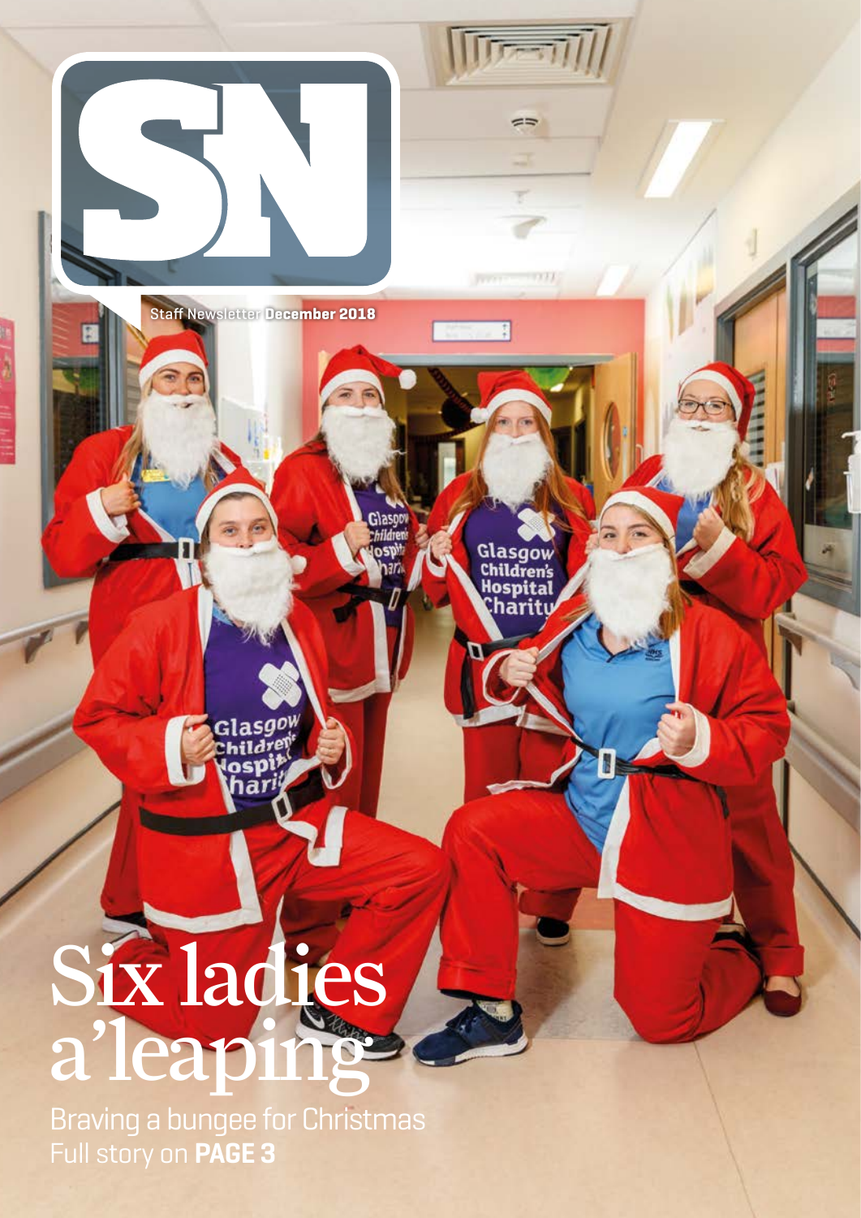# SN

Staff Newsletter **December 2018**

# Six ladies a'leaping

Braving a bungee for Christmas
Full story on **PAGE 3**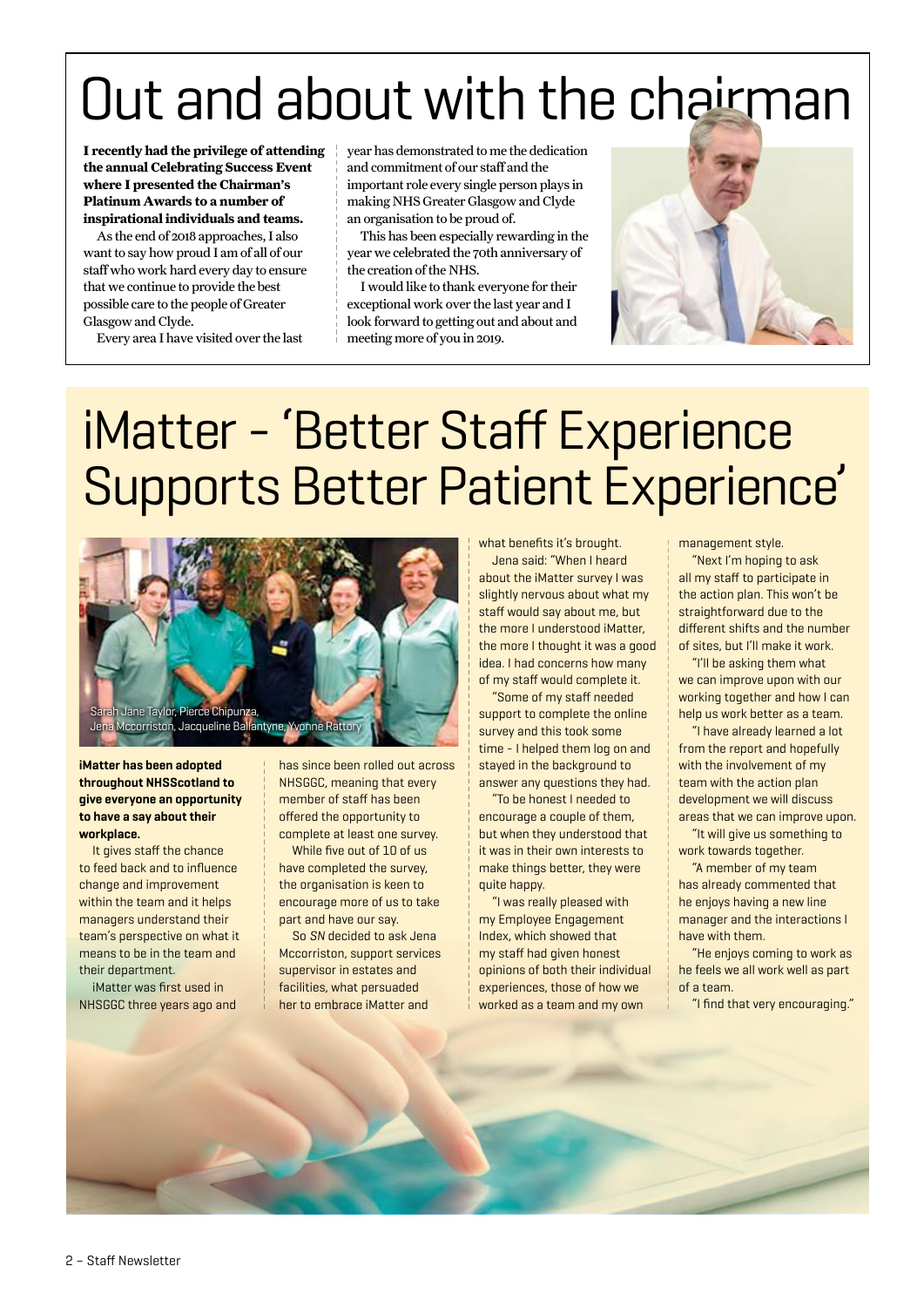# Out and about with the chairman

**I recently had the privilege of attending the annual Celebrating Success Event where I presented the Chairman's Platinum Awards to a number of inspirational individuals and teams.**

As the end of 2018 approaches, I also want to say how proud I am of all of our staff who work hard every day to ensure that we continue to provide the best possible care to the people of Greater Glasgow and Clyde.

Every area I have visited over the last year has demonstrated to me the dedication and commitment of our staff and the important role every single person plays in making NHS Greater Glasgow and Clyde an organisation to be proud of.

This has been especially rewarding in the year we celebrated the 70th anniversary of the creation of the NHS.

I would like to thank everyone for their exceptional work over the last year and I look forward to getting out and about and meeting more of you in 2019.

# iMatter – 'Better Staff Experience Supports Better Patient Experience'

Sarah Jane Taylor, Pierce Chipunza, Jena Mccorriston, Jacqueline Ballantyne, Yvonne Rattory

**iMatter has been adopted throughout NHSScotland to give everyone an opportunity to have a say about their workplace.**

It gives staff the chance to feed back and to influence change and improvement within the team and it helps managers understand their team's perspective on what it means to be in the team and their department.

iMatter was first used in NHSGGC three years ago and has since been rolled out across NHSGGC, meaning that every member of staff has been offered the opportunity to complete at least one survey.

While five out of 10 of us have completed the survey, the organisation is keen to encourage more of us to take part and have our say.

So *SN* decided to ask Jena Mccorriston, support services supervisor in estates and facilities, what persuaded her to embrace iMatter and what benefits it's brought.

Jena said: "When I heard about the iMatter survey I was slightly nervous about what my staff would say about me, but the more I understood iMatter, the more I thought it was a good idea. I had concerns how many of my staff would complete it.

"Some of my staff needed support to complete the online survey and this took some time – I helped them log on and stayed in the background to answer any questions they had.

"To be honest I needed to encourage a couple of them, but when they understood that it was in their own interests to make things better, they were quite happy.

"I was really pleased with my Employee Engagement Index, which showed that my staff had given honest opinions of both their individual experiences, those of how we worked as a team and my own management style.

"Next I'm hoping to ask all my staff to participate in the action plan. This won't be straightforward due to the different shifts and the number of sites, but I'll make it work.

"I'll be asking them what we can improve upon with our working together and how I can help us work better as a team.

"I have already learned a lot from the report and hopefully with the involvement of my team with the action plan development we will discuss areas that we can improve upon.

"It will give us something to work towards together.

"A member of my team has already commented that he enjoys having a new line manager and the interactions I have with them.

"He enjoys coming to work as he feels we all work well as part of a team.

"I find that very encouraging."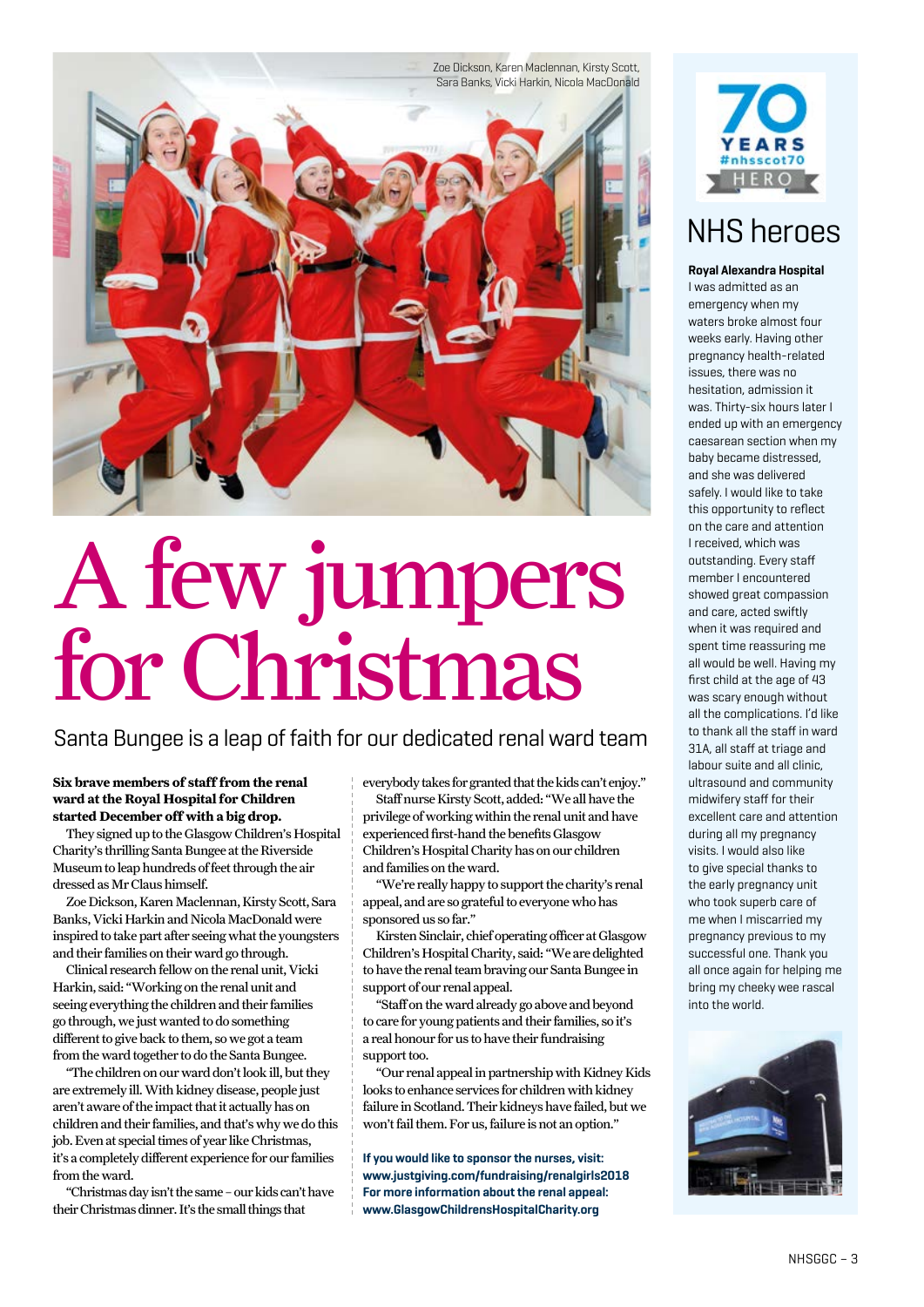Zoe Dickson, Karen Maclennan, Kirsty Scott, Sara Banks, Vicki Harkin, Nicola MacDonald

# A few jumpers for Christmas

Santa Bungee is a leap of faith for our dedicated renal ward team

**Six brave members of staff from the renal ward at the Royal Hospital for Children started December off with a big drop.**

They signed up to the Glasgow Children's Hospital Charity's thrilling Santa Bungee at the Riverside Museum to leap hundreds of feet through the air dressed as Mr Claus himself.

Zoe Dickson, Karen Maclennan, Kirsty Scott, Sara Banks, Vicki Harkin and Nicola MacDonald were inspired to take part after seeing what the youngsters and their families on their ward go through.

Clinical research fellow on the renal unit, Vicki Harkin, said: "Working on the renal unit and seeing everything the children and their families go through, we just wanted to do something different to give back to them, so we got a team from the ward together to do the Santa Bungee.

"The children on our ward don't look ill, but they are extremely ill. With kidney disease, people just aren't aware of the impact that it actually has on children and their families, and that's why we do this job. Even at special times of year like Christmas, it's a completely different experience for our families from the ward.

"Christmas day isn't the same – our kids can't have their Christmas dinner. It's the small things that everybody takes for granted that the kids can't enjoy."

Staff nurse Kirsty Scott, added: "We all have the privilege of working within the renal unit and have experienced first-hand the benefits Glasgow Children's Hospital Charity has on our children and families on the ward.

"We're really happy to support the charity's renal appeal, and are so grateful to everyone who has sponsored us so far."

Kirsten Sinclair, chief operating officer at Glasgow Children's Hospital Charity, said: "We are delighted to have the renal team braving our Santa Bungee in support of our renal appeal.

"Staff on the ward already go above and beyond to care for young patients and their families, so it's a real honour for us to have their fundraising support too.

"Our renal appeal in partnership with Kidney Kids looks to enhance services for children with kidney failure in Scotland. Their kidneys have failed, but we won't fail them. For us, failure is not an option."

**If you would like to sponsor the nurses, visit: www.justgiving.com/fundraising/renalgirls2018**
**For more information about the renal appeal: www.GlasgowChildrensHospitalCharity.org**

70 YEARS #nhsscot70 HERO

## NHS heroes

**Royal Alexandra Hospital**

I was admitted as an emergency when my waters broke almost four weeks early. Having other pregnancy health-related issues, there was no hesitation, admission it was. Thirty-six hours later I ended up with an emergency caesarean section when my baby became distressed, and she was delivered safely. I would like to take this opportunity to reflect on the care and attention I received, which was outstanding. Every staff member I encountered showed great compassion and care, acted swiftly when it was required and spent time reassuring me all would be well. Having my first child at the age of 43 was scary enough without all the complications. I'd like to thank all the staff in ward 31A, all staff at triage and labour suite and all clinic, ultrasound and community midwifery staff for their excellent care and attention during all my pregnancy visits. I would also like to give special thanks to the early pregnancy unit who took superb care of me when I miscarried my pregnancy previous to my successful one. Thank you all once again for helping me bring my cheeky wee rascal into the world.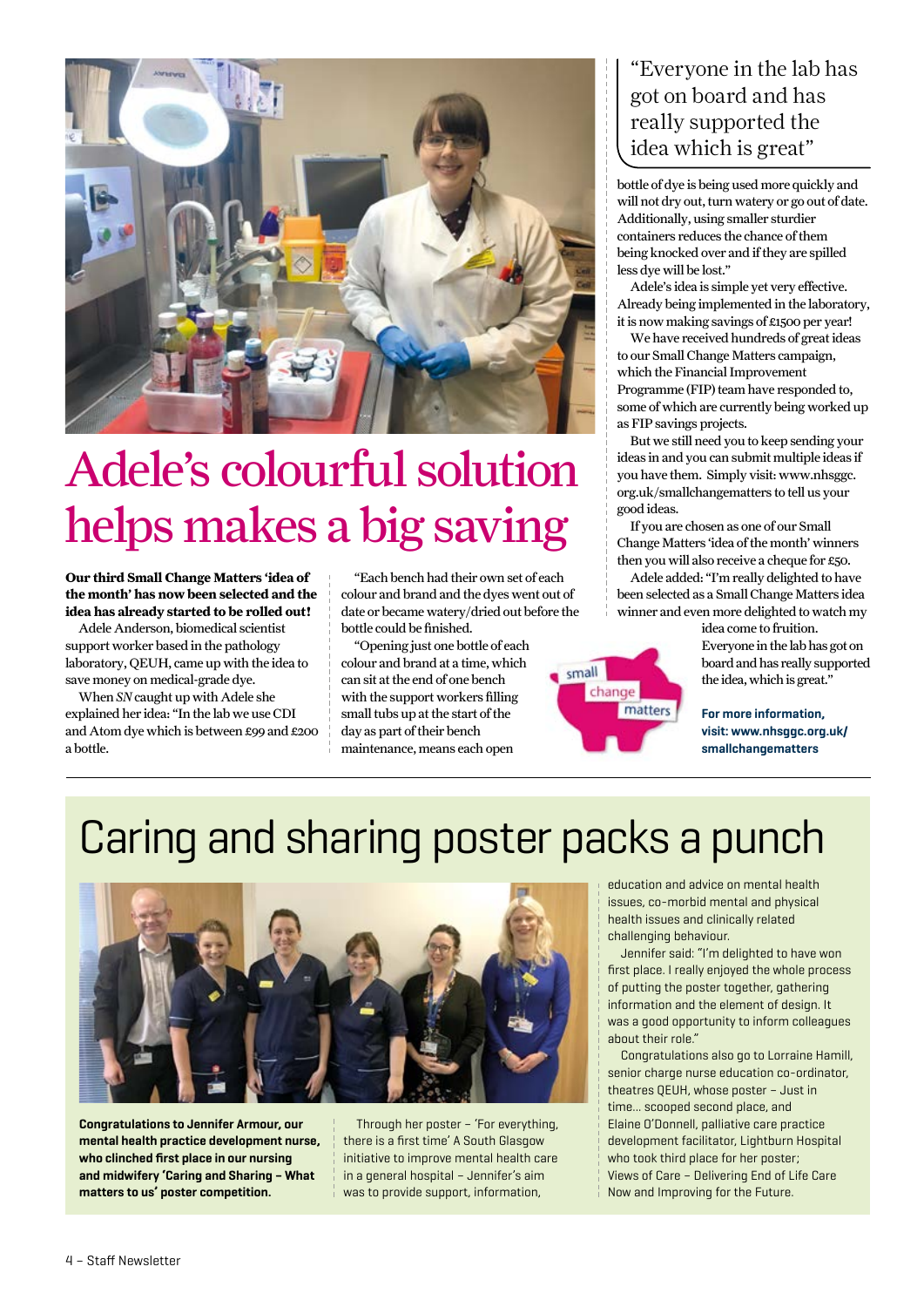# Adele's colourful solution helps makes a big saving

**Our third Small Change Matters 'idea of the month' has now been selected and the idea has already started to be rolled out!**

Adele Anderson, biomedical scientist support worker based in the pathology laboratory, QEUH, came up with the idea to save money on medical-grade dye.

When *SN* caught up with Adele she explained her idea: "In the lab we use CDI and Atom dye which is between £99 and £200 a bottle.

"Each bench had their own set of each colour and brand and the dyes went out of date or became watery/dried out before the bottle could be finished.

"Opening just one bottle of each colour and brand at a time, which can sit at the end of one bench with the support workers filling small tubs up at the start of the day as part of their bench maintenance, means each open bottle of dye is being used more quickly and will not dry out, turn watery or go out of date. Additionally, using smaller sturdier containers reduces the chance of them being knocked over and if they are spilled less dye will be lost."

> "Everyone in the lab has got on board and has really supported the idea which is great"

Adele's idea is simple yet very effective. Already being implemented in the laboratory, it is now making savings of £1500 per year!

We have received hundreds of great ideas to our Small Change Matters campaign, which the Financial Improvement Programme (FIP) team have responded to, some of which are currently being worked up as FIP savings projects.

But we still need you to keep sending your ideas in and you can submit multiple ideas if you have them. Simply visit: www.nhsggc.org.uk/smallchangematters to tell us your good ideas.

If you are chosen as one of our Small Change Matters 'idea of the month' winners then you will also receive a cheque for £50.

Adele added: "I'm really delighted to have been selected as a Small Change Matters idea winner and even more delighted to watch my idea come to fruition. Everyone in the lab has got on board and has really supported the idea, which is great."

**For more information, visit: www.nhsggc.org.uk/smallchangematters**

# Caring and sharing poster packs a punch

**Congratulations to Jennifer Armour, our mental health practice development nurse, who clinched first place in our nursing and midwifery 'Caring and Sharing – What matters to us' poster competition.**

Through her poster – 'For everything, there is a first time' A South Glasgow initiative to improve mental health care in a general hospital – Jennifer's aim was to provide support, information, education and advice on mental health issues, co-morbid mental and physical health issues and clinically related challenging behaviour.

Jennifer said: "I'm delighted to have won first place. I really enjoyed the whole process of putting the poster together, gathering information and the element of design. It was a good opportunity to inform colleagues about their role."

Congratulations also go to Lorraine Hamill, senior charge nurse education co-ordinator, theatres QEUH, whose poster – Just in time... scooped second place, and Elaine O'Donnell, palliative care practice development facilitator, Lightburn Hospital who took third place for her poster; Views of Care – Delivering End of Life Care Now and Improving for the Future.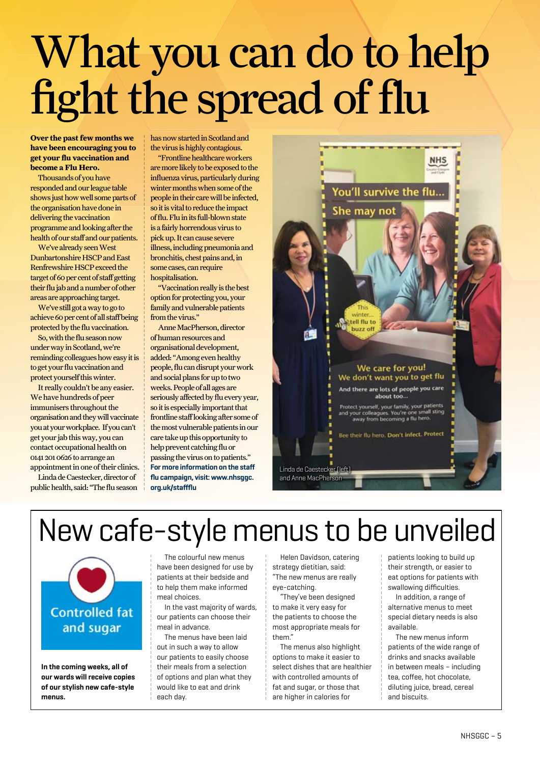# What you can do to help fight the spread of flu

**Over the past few months we have been encouraging you to get your flu vaccination and become a Flu Hero.**

Thousands of you have responded and our league table shows just how well some parts of the organisation have done in delivering the vaccination programme and looking after the health of our staff and our patients.

We've already seen West Dunbartonshire HSCP and East Renfrewshire HSCP exceed the target of 60 per cent of staff getting their flu jab and a number of other areas are approaching target.

We've still got a way to go to achieve 60 per cent of all staff being protected by the flu vaccination.

So, with the flu season now under way in Scotland, we're reminding colleagues how easy it is to get your flu vaccination and protect yourself this winter.

It really couldn't be any easier. We have hundreds of peer immunisers throughout the organisation and they will vaccinate you at your workplace. If you can't get your jab this way, you can contact occupational health on 0141 201 0626 to arrange an appointment in one of their clinics.

Linda de Caestecker, director of public health, said: "The flu season has now started in Scotland and the virus is highly contagious.

"Frontline healthcare workers are more likely to be exposed to the influenza virus, particularly during winter months when some of the people in their care will be infected, so it is vital to reduce the impact of flu. Flu in its full-blown state is a fairly horrendous virus to pick up. It can cause severe illness, including pneumonia and bronchitis, chest pains and, in some cases, can require hospitalisation.

"Vaccination really is the best option for protecting you, your family and vulnerable patients from the virus."

Anne MacPherson, director of human resources and organisational development, added: "Among even healthy people, flu can disrupt your work and social plans for up to two weeks. People of all ages are seriously affected by flu every year, so it is especially important that frontline staff looking after some of the most vulnerable patients in our care take up this opportunity to help prevent catching flu or passing the virus on to patients."

**For more information on the staff flu campaign, visit: www.nhsggc.org.uk/staffflu**

Linda de Caestecker [left] and Anne MacPherson

# New cafe-style menus to be unveiled

Controlled fat and sugar

**In the coming weeks, all of our wards will receive copies of our stylish new cafe-style menus.**

The colourful new menus have been designed for use by patients at their bedside and to help them make informed meal choices.

In the vast majority of wards, our patients can choose their meal in advance.

The menus have been laid out in such a way to allow our patients to easily choose their meals from a selection of options and plan what they would like to eat and drink each day.

Helen Davidson, catering strategy dietitian, said: "The new menus are really eye-catching.

"They've been designed to make it very easy for the patients to choose the most appropriate meals for them."

The menus also highlight options to make it easier to select dishes that are healthier with controlled amounts of fat and sugar, or those that are higher in calories for patients looking to build up their strength, or easier to eat options for patients with swallowing difficulties.

In addition, a range of alternative menus to meet special dietary needs is also available.

The new menus inform patients of the wide range of drinks and snacks available in between meals – including tea, coffee, hot chocolate, diluting juice, bread, cereal and biscuits.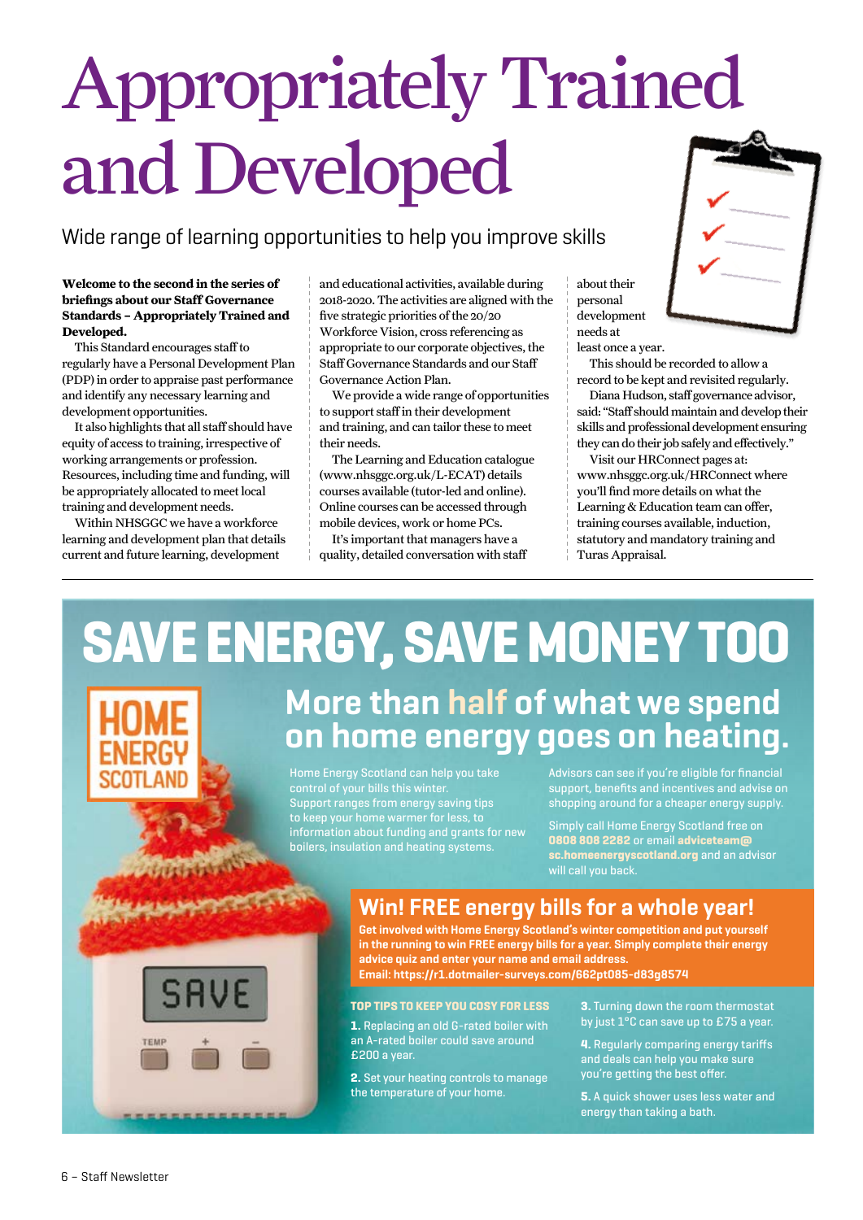# Appropriately Trained and Developed

Wide range of learning opportunities to help you improve skills

**Welcome to the second in the series of briefings about our Staff Governance Standards – Appropriately Trained and Developed.**

This Standard encourages staff to regularly have a Personal Development Plan (PDP) in order to appraise past performance and identify any necessary learning and development opportunities.

It also highlights that all staff should have equity of access to training, irrespective of working arrangements or profession. Resources, including time and funding, will be appropriately allocated to meet local training and development needs.

Within NHSGGC we have a workforce learning and development plan that details current and future learning, development and educational activities, available during 2018-2020. The activities are aligned with the five strategic priorities of the 20/20 Workforce Vision, cross referencing as appropriate to our corporate objectives, the Staff Governance Standards and our Staff Governance Action Plan.

We provide a wide range of opportunities to support staff in their development and training, and can tailor these to meet their needs.

The Learning and Education catalogue (www.nhsggc.org.uk/L-ECAT) details courses available (tutor-led and online). Online courses can be accessed through mobile devices, work or home PCs.

It's important that managers have a quality, detailed conversation with staff about their personal development needs at least once a year.

This should be recorded to allow a record to be kept and revisited regularly.

Diana Hudson, staff governance advisor, said: "Staff should maintain and develop their skills and professional development ensuring they can do their job safely and effectively."

Visit our HRConnect pages at: www.nhsggc.org.uk/HRConnect where you'll find more details on what the Learning & Education team can offer, training courses available, induction, statutory and mandatory training and Turas Appraisal.

# SAVE ENERGY, SAVE MONEY TOO

HOME ENERGY SCOTLAND

## More than half of what we spend on home energy goes on heating.

Home Energy Scotland can help you take control of your bills this winter. Support ranges from energy saving tips to keep your home warmer for less, to information about funding and grants for new boilers, insulation and heating systems.

Advisors can see if you're eligible for financial support, benefits and incentives and advise on shopping around for a cheaper energy supply.

Simply call Home Energy Scotland free on **0808 808 2282** or email **adviceteam@sc.homeenergyscotland.org** and an advisor will call you back.

## Win! FREE energy bills for a whole year!

**Get involved with Home Energy Scotland's winter competition and put yourself in the running to win FREE energy bills for a year. Simply complete their energy advice quiz and enter your name and email address.**
**Email: https://r1.dotmailer-surveys.com/662pt085-d83g8574**

### TOP TIPS TO KEEP YOU COSY FOR LESS

1. Replacing an old G-rated boiler with an A-rated boiler could save around £200 a year.
2. Set your heating controls to manage the temperature of your home.
3. Turning down the room thermostat by just 1°C can save up to £75 a year.
4. Regularly comparing energy tariffs and deals can help you make sure you're getting the best offer.
5. A quick shower uses less water and energy than taking a bath.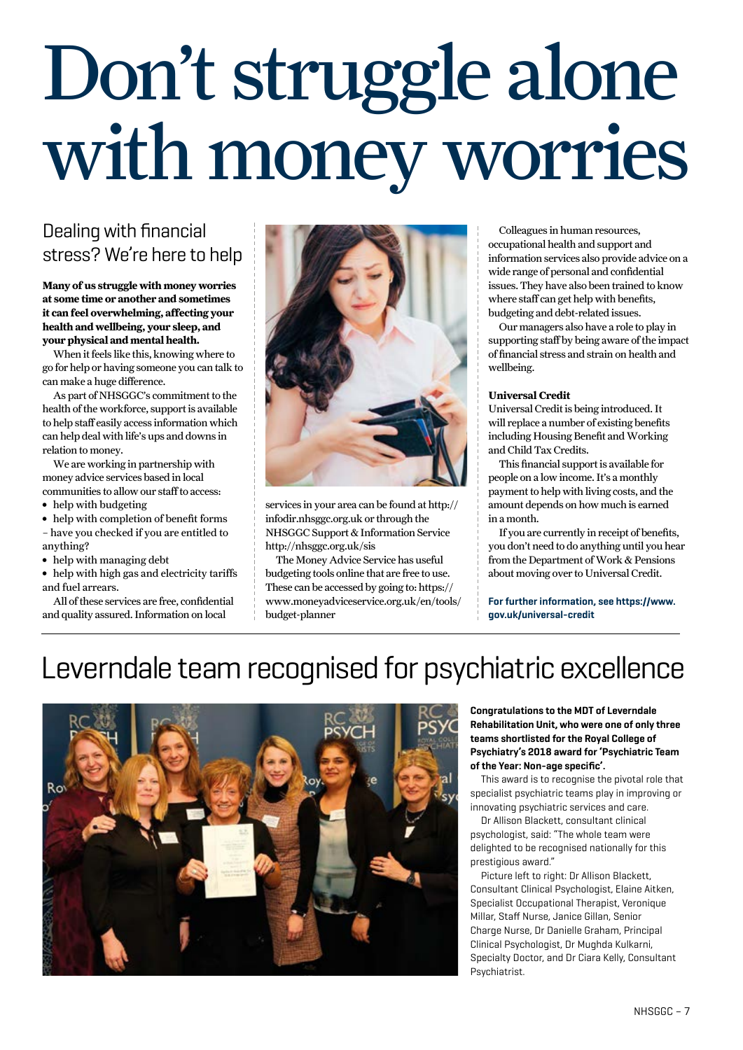# Don't struggle alone with money worries

## Dealing with financial stress? We're here to help

**Many of us struggle with money worries at some time or another and sometimes it can feel overwhelming, affecting your health and wellbeing, your sleep, and your physical and mental health.**

When it feels like this, knowing where to go for help or having someone you can talk to can make a huge difference.

As part of NHSGGC's commitment to the health of the workforce, support is available to help staff easily access information which can help deal with life's ups and downs in relation to money.

We are working in partnership with money advice services based in local communities to allow our staff to access:

- help with budgeting
- help with completion of benefit forms – have you checked if you are entitled to anything?
- help with managing debt
- help with high gas and electricity tariffs and fuel arrears.

All of these services are free, confidential and quality assured. Information on local services in your area can be found at http://infodir.nhsggc.org.uk or through the NHSGGC Support & Information Service http://nhsggc.org.uk/sis

The Money Advice Service has useful budgeting tools online that are free to use. These can be accessed by going to: https://www.moneyadviceservice.org.uk/en/tools/budget-planner

Colleagues in human resources, occupational health and support and information services also provide advice on a wide range of personal and confidential issues. They have also been trained to know where staff can get help with benefits, budgeting and debt-related issues.

Our managers also have a role to play in supporting staff by being aware of the impact of financial stress and strain on health and wellbeing.

### Universal Credit

Universal Credit is being introduced. It will replace a number of existing benefits including Housing Benefit and Working and Child Tax Credits.

This financial support is available for people on a low income. It's a monthly payment to help with living costs, and the amount depends on how much is earned in a month.

If you are currently in receipt of benefits, you don't need to do anything until you hear from the Department of Work & Pensions about moving over to Universal Credit.

**For further information, see https://www.gov.uk/universal-credit**

# Leverndale team recognised for psychiatric excellence

**Congratulations to the MDT of Leverndale Rehabilitation Unit, who were one of only three teams shortlisted for the Royal College of Psychiatry's 2018 award for 'Psychiatric Team of the Year: Non-age specific'.**

This award is to recognise the pivotal role that specialist psychiatric teams play in improving or innovating psychiatric services and care.

Dr Allison Blackett, consultant clinical psychologist, said: "The whole team were delighted to be recognised nationally for this prestigious award."

Picture left to right: Dr Allison Blackett, Consultant Clinical Psychologist, Elaine Aitken, Specialist Occupational Therapist, Veronique Millar, Staff Nurse, Janice Gillan, Senior Charge Nurse, Dr Danielle Graham, Principal Clinical Psychologist, Dr Mughda Kulkarni, Specialty Doctor, and Dr Ciara Kelly, Consultant Psychiatrist.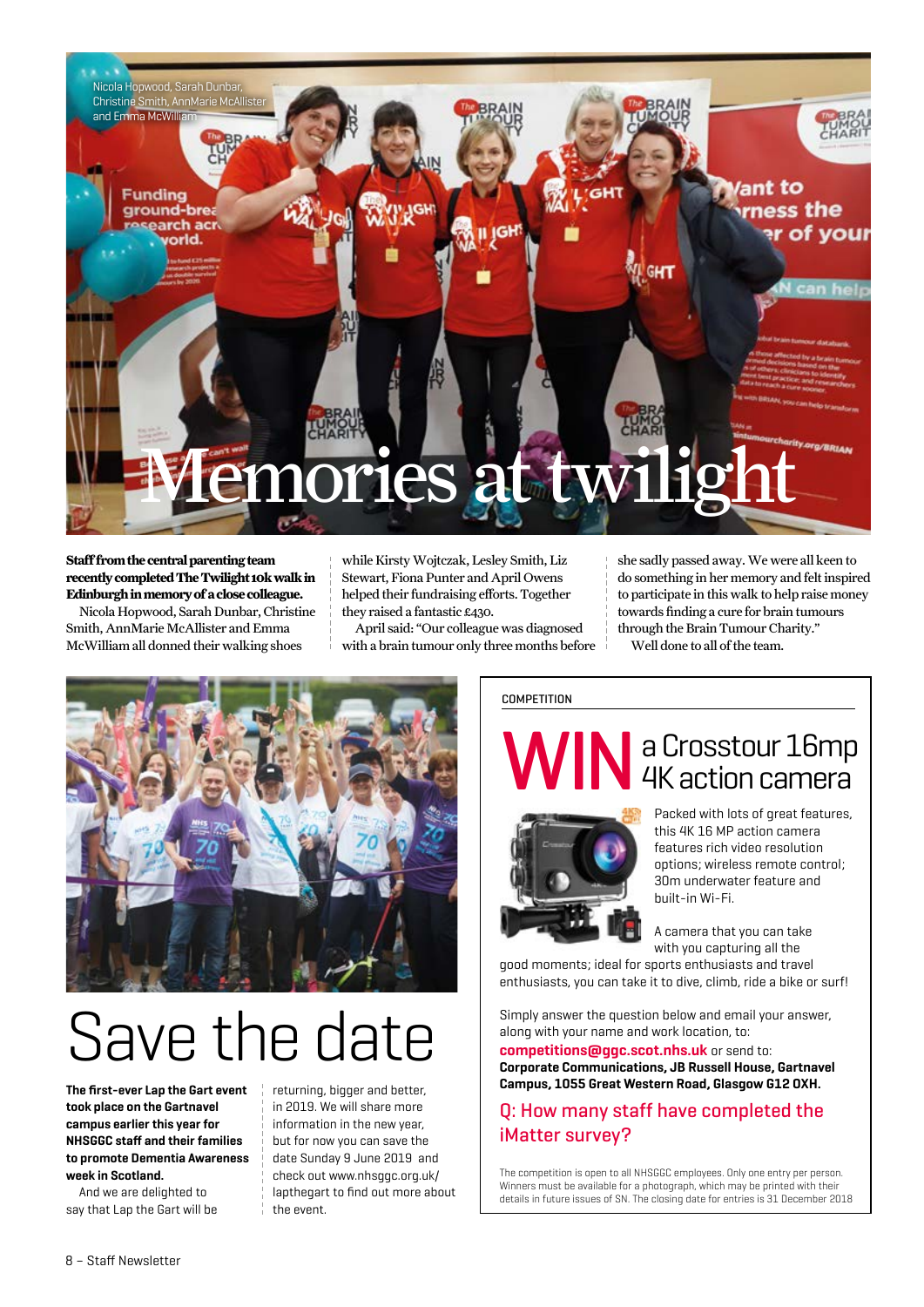Nicola Hopwood, Sarah Dunbar, Christine Smith, AnnMarie McAllister and Emma McWilliam

# Memories at twilight

**Staff from the central parenting team recently completed The Twilight 10k walk in Edinburgh in memory of a close colleague.**

Nicola Hopwood, Sarah Dunbar, Christine Smith, AnnMarie McAllister and Emma McWilliam all donned their walking shoes while Kirsty Wojtczak, Lesley Smith, Liz Stewart, Fiona Punter and April Owens helped their fundraising efforts. Together they raised a fantastic £430.

April said: "Our colleague was diagnosed with a brain tumour only three months before she sadly passed away. We were all keen to do something in her memory and felt inspired to participate in this walk to help raise money towards finding a cure for brain tumours through the Brain Tumour Charity."

Well done to all of the team.

# Save the date

**The first-ever Lap the Gart event took place on the Gartnavel campus earlier this year for NHSGGC staff and their families to promote Dementia Awareness week in Scotland.**

And we are delighted to say that Lap the Gart will be returning, bigger and better, in 2019. We will share more information in the new year, but for now you can save the date Sunday 9 June 2019 and check out www.nhsggc.org.uk/lapthegart to find out more about the event.

COMPETITION

## WIN a Crosstour 16mp 4K action camera

Packed with lots of great features, this 4K 16 MP action camera features rich video resolution options; wireless remote control; 30m underwater feature and built-in Wi-Fi.

A camera that you can take with you capturing all the good moments; ideal for sports enthusiasts and travel enthusiasts, you can take it to dive, climb, ride a bike or surf!

Simply answer the question below and email your answer, along with your name and work location, to: **competitions@ggc.scot.nhs.uk** or send to: **Corporate Communications, JB Russell House, Gartnavel Campus, 1055 Great Western Road, Glasgow G12 0XH.**

### Q: How many staff have completed the iMatter survey?

The competition is open to all NHSGGC employees. Only one entry per person. Winners must be available for a photograph, which may be printed with their details in future issues of SN. The closing date for entries is 31 December 2018